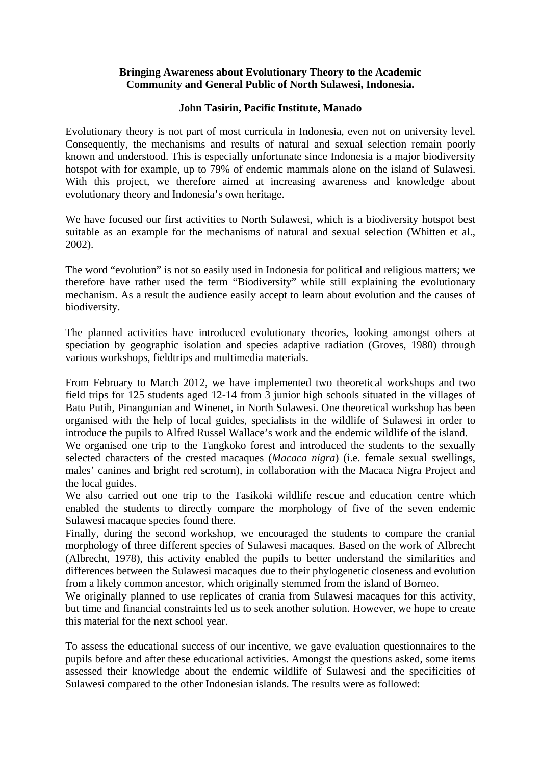**Bringing Awareness about Evolutionary Theory to the Academic Community and General Public of North Sulawesi, Indonesia.**

**John Tasirin, Pacific Institute, Manado**

Evolutionary theory is not part of most curricula in Indonesia, even not on university level. Consequently, the mechanisms and results of natural and sexual selection remain poorly known and understood. This is especially unfortunate since Indonesia is a major biodiversity hotspot with for example, up to 79% of endemic mammals alone on the island of Sulawesi. With this project, we therefore aimed at increasing awareness and knowledge about evolutionary theory and Indonesia's own heritage.

We have focused our first activities to North Sulawesi, which is a biodiversity hotspot best suitable as an example for the mechanisms of natural and sexual selection (Whitten et al., 2002).

The word "evolution" is not so easily used in Indonesia for political and religious matters; we therefore have rather used the term "Biodiversity" while still explaining the evolutionary mechanism. As a result the audience easily accept to learn about evolution and the causes of biodiversity.

The planned activities have introduced evolutionary theories, looking amongst others at speciation by geographic isolation and species adaptive radiation (Groves, 1980) through various workshops, fieldtrips and multimedia materials.

From February to March 2012, we have implemented two theoretical workshops and two field trips for 125 students aged 12-14 from 3 junior high schools situated in the villages of Batu Putih, Pinangunian and Winenet, in North Sulawesi. One theoretical workshop has been organised with the help of local guides, specialists in the wildlife of Sulawesi in order to introduce the pupils to Alfred Russel Wallace's work and the endemic wildlife of the island.
We organised one trip to the Tangkoko forest and introduced the students to the sexually selected characters of the crested macaques (*Macaca nigra*) (i.e. female sexual swellings, males' canines and bright red scrotum), in collaboration with the Macaca Nigra Project and the local guides.
We also carried out one trip to the Tasikoki wildlife rescue and education centre which enabled the students to directly compare the morphology of five of the seven endemic Sulawesi macaque species found there.
Finally, during the second workshop, we encouraged the students to compare the cranial morphology of three different species of Sulawesi macaques. Based on the work of Albrecht (Albrecht, 1978), this activity enabled the pupils to better understand the similarities and differences between the Sulawesi macaques due to their phylogenetic closeness and evolution from a likely common ancestor, which originally stemmed from the island of Borneo.
We originally planned to use replicates of crania from Sulawesi macaques for this activity, but time and financial constraints led us to seek another solution. However, we hope to create this material for the next school year.

To assess the educational success of our incentive, we gave evaluation questionnaires to the pupils before and after these educational activities. Amongst the questions asked, some items assessed their knowledge about the endemic wildlife of Sulawesi and the specificities of Sulawesi compared to the other Indonesian islands. The results were as followed: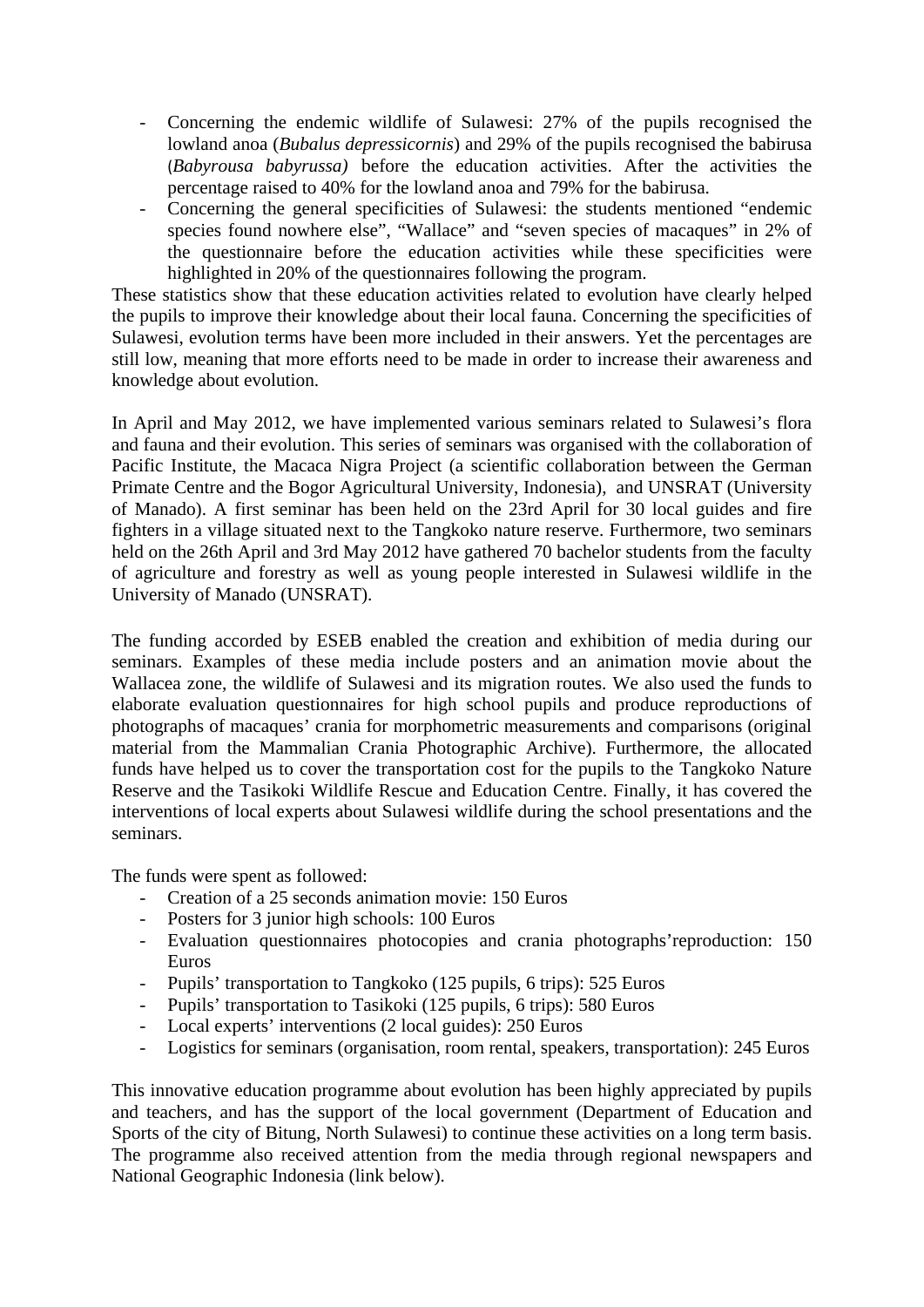- Concerning the endemic wildlife of Sulawesi: 27% of the pupils recognised the lowland anoa (*Bubalus depressicornis*) and 29% of the pupils recognised the babirusa (*Babyrousa babyrussa)* before the education activities. After the activities the percentage raised to 40% for the lowland anoa and 79% for the babirusa.
- Concerning the general specificities of Sulawesi: the students mentioned "endemic species found nowhere else", "Wallace" and "seven species of macaques" in 2% of the questionnaire before the education activities while these specificities were highlighted in 20% of the questionnaires following the program.

These statistics show that these education activities related to evolution have clearly helped the pupils to improve their knowledge about their local fauna. Concerning the specificities of Sulawesi, evolution terms have been more included in their answers. Yet the percentages are still low, meaning that more efforts need to be made in order to increase their awareness and knowledge about evolution.

In April and May 2012, we have implemented various seminars related to Sulawesi's flora and fauna and their evolution. This series of seminars was organised with the collaboration of Pacific Institute, the Macaca Nigra Project (a scientific collaboration between the German Primate Centre and the Bogor Agricultural University, Indonesia), and UNSRAT (University of Manado). A first seminar has been held on the 23rd April for 30 local guides and fire fighters in a village situated next to the Tangkoko nature reserve. Furthermore, two seminars held on the 26th April and 3rd May 2012 have gathered 70 bachelor students from the faculty of agriculture and forestry as well as young people interested in Sulawesi wildlife in the University of Manado (UNSRAT).

The funding accorded by ESEB enabled the creation and exhibition of media during our seminars. Examples of these media include posters and an animation movie about the Wallacea zone, the wildlife of Sulawesi and its migration routes. We also used the funds to elaborate evaluation questionnaires for high school pupils and produce reproductions of photographs of macaques' crania for morphometric measurements and comparisons (original material from the Mammalian Crania Photographic Archive). Furthermore, the allocated funds have helped us to cover the transportation cost for the pupils to the Tangkoko Nature Reserve and the Tasikoki Wildlife Rescue and Education Centre. Finally, it has covered the interventions of local experts about Sulawesi wildlife during the school presentations and the seminars.

The funds were spent as followed:

- Creation of a 25 seconds animation movie: 150 Euros
- Posters for 3 junior high schools: 100 Euros
- Evaluation questionnaires photocopies and crania photographs'reproduction: 150 Euros
- Pupils' transportation to Tangkoko (125 pupils, 6 trips): 525 Euros
- Pupils' transportation to Tasikoki (125 pupils, 6 trips): 580 Euros
- Local experts' interventions (2 local guides): 250 Euros
- Logistics for seminars (organisation, room rental, speakers, transportation): 245 Euros

This innovative education programme about evolution has been highly appreciated by pupils and teachers, and has the support of the local government (Department of Education and Sports of the city of Bitung, North Sulawesi) to continue these activities on a long term basis. The programme also received attention from the media through regional newspapers and National Geographic Indonesia (link below).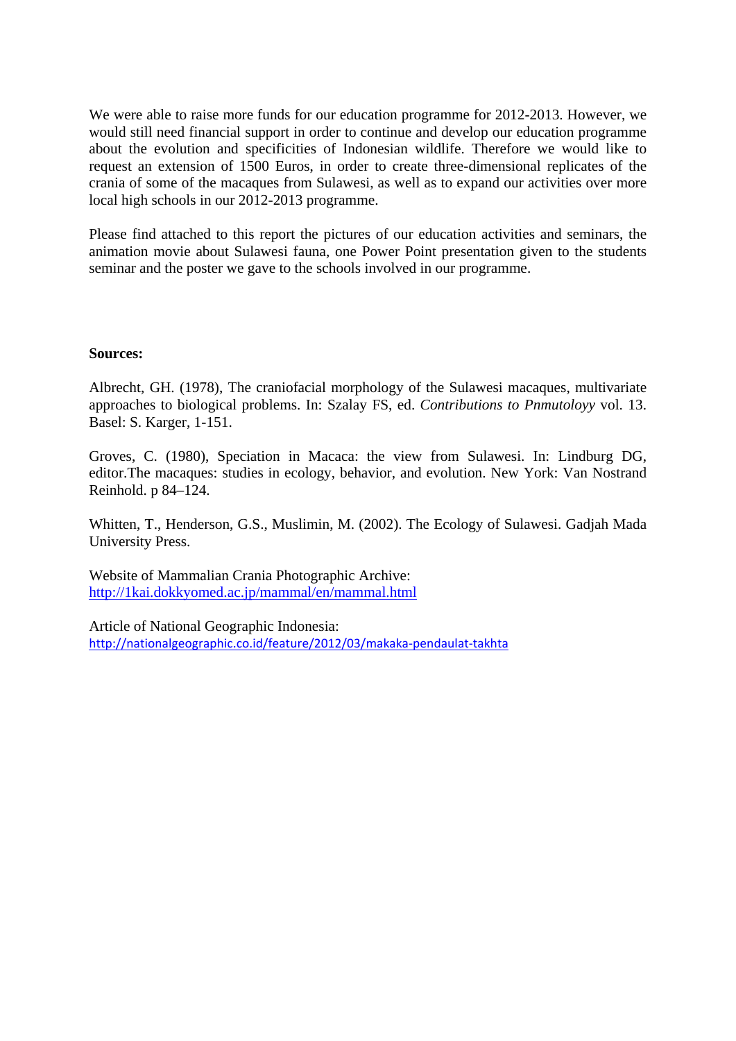We were able to raise more funds for our education programme for 2012-2013. However, we would still need financial support in order to continue and develop our education programme about the evolution and specificities of Indonesian wildlife. Therefore we would like to request an extension of 1500 Euros, in order to create three-dimensional replicates of the crania of some of the macaques from Sulawesi, as well as to expand our activities over more local high schools in our 2012-2013 programme.

Please find attached to this report the pictures of our education activities and seminars, the animation movie about Sulawesi fauna, one Power Point presentation given to the students seminar and the poster we gave to the schools involved in our programme.

**Sources:**

Albrecht, GH. (1978), The craniofacial morphology of the Sulawesi macaques, multivariate approaches to biological problems. In: Szalay FS, ed. *Contributions to Pnmutoloyy* vol. 13. Basel: S. Karger, 1-151.

Groves, C. (1980), Speciation in Macaca: the view from Sulawesi. In: Lindburg DG, editor.The macaques: studies in ecology, behavior, and evolution. New York: Van Nostrand Reinhold. p 84–124.

Whitten, T., Henderson, G.S., Muslimin, M. (2002). The Ecology of Sulawesi. Gadjah Mada University Press.

Website of Mammalian Crania Photographic Archive:
http://1kai.dokkyomed.ac.jp/mammal/en/mammal.html

Article of National Geographic Indonesia:
http://nationalgeographic.co.id/feature/2012/03/makaka-pendaulat-takhta